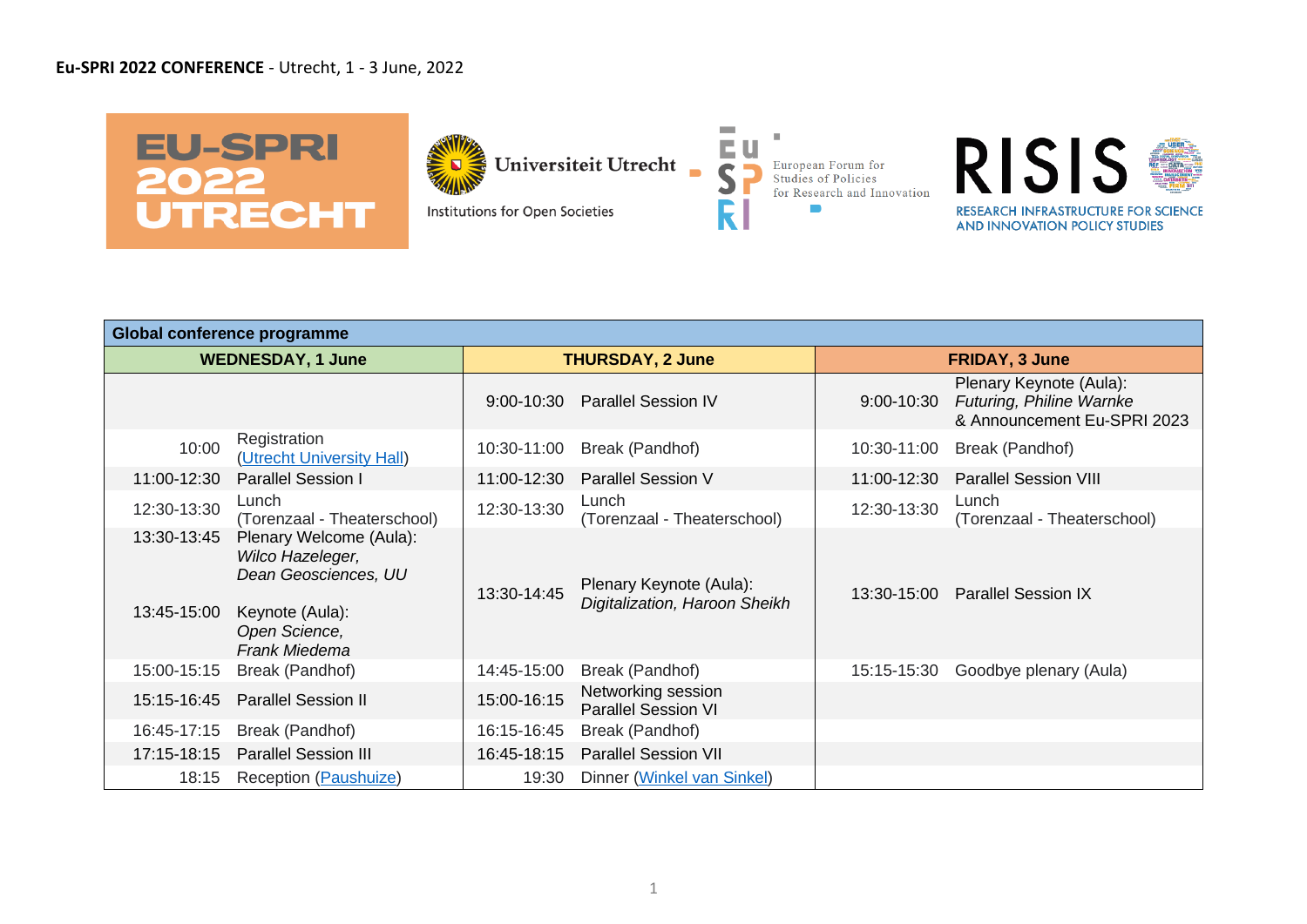**Eu-SPRI 2022 CONFERENCE** - Utrecht, 1 - 3 June, 2022

EU-SPRI 2022 UTRECHT

Universiteit Utrecht
Institutions for Open Societies

Eu-SPRI
European Forum for Studies of Policies for Research and Innovation

RISIS
RESEARCH INFRASTRUCTURE FOR SCIENCE AND INNOVATION POLICY STUDIES

| **Global conference programme** | | | | | |
|---|---|---|---|---|---|
| **WEDNESDAY, 1 June** | | **THURSDAY, 2 June** | | **FRIDAY, 3 June** | |
| | | 9:00-10:30 | Parallel Session IV | 9:00-10:30 | Plenary Keynote (Aula): *Futuring, Philine Warnke* & Announcement Eu-SPRI 2023 |
| 10:00 | Registration (Utrecht University Hall) | 10:30-11:00 | Break (Pandhof) | 10:30-11:00 | Break (Pandhof) |
| 11:00-12:30 | Parallel Session I | 11:00-12:30 | Parallel Session V | 11:00-12:30 | Parallel Session VIII |
| 12:30-13:30 | Lunch (Torenzaal - Theaterschool) | 12:30-13:30 | Lunch (Torenzaal - Theaterschool) | 12:30-13:30 | Lunch (Torenzaal - Theaterschool) |
| 13:30-13:45 | Plenary Welcome (Aula): *Wilco Hazeleger, Dean Geosciences, UU* | 13:30-14:45 | Plenary Keynote (Aula): *Digitalization, Haroon Sheikh* | 13:30-15:00 | Parallel Session IX |
| 13:45-15:00 | Keynote (Aula): *Open Science, Frank Miedema* | | | | |
| 15:00-15:15 | Break (Pandhof) | 14:45-15:00 | Break (Pandhof) | 15:15-15:30 | Goodbye plenary (Aula) |
| 15:15-16:45 | Parallel Session II | 15:00-16:15 | Networking session Parallel Session VI | | |
| 16:45-17:15 | Break (Pandhof) | 16:15-16:45 | Break (Pandhof) | | |
| 17:15-18:15 | Parallel Session III | 16:45-18:15 | Parallel Session VII | | |
| 18:15 | Reception (Paushuize) | 19:30 | Dinner (Winkel van Sinkel) | | |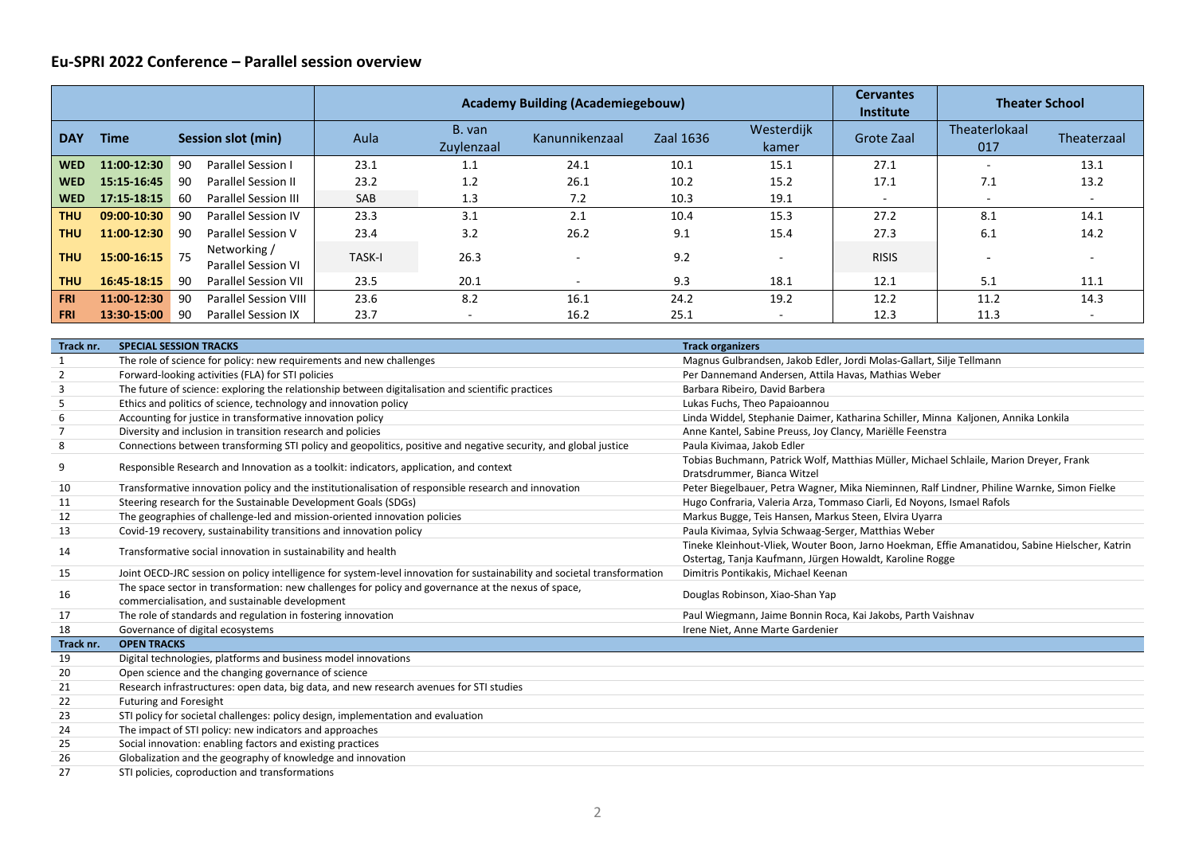## Eu-SPRI 2022 Conference – Parallel session overview

| | | | | Academy Building (Academiegebouw) | | | | | Cervantes Institute | Theater School | |
|---|---|---|---|---|---|---|---|---|---|---|---|
| **DAY** | **Time** | **Session slot (min)** | | Aula | B. van Zuylenzaal | Kanunnikenzaal | Zaal 1636 | Westerdijk kamer | Grote Zaal | Theaterlokaal 017 | Theaterzaal |
| **WED** | **11:00-12:30** | 90 | Parallel Session I | 23.1 | 1.1 | 24.1 | 10.1 | 15.1 | 27.1 | - | 13.1 |
| **WED** | **15:15-16:45** | 90 | Parallel Session II | 23.2 | 1.2 | 26.1 | 10.2 | 15.2 | 17.1 | 7.1 | 13.2 |
| **WED** | **17:15-18:15** | 60 | Parallel Session III | SAB | 1.3 | 7.2 | 10.3 | 19.1 | - | - | - |
| **THU** | **09:00-10:30** | 90 | Parallel Session IV | 23.3 | 3.1 | 2.1 | 10.4 | 15.3 | 27.2 | 8.1 | 14.1 |
| **THU** | **11:00-12:30** | 90 | Parallel Session V | 23.4 | 3.2 | 26.2 | 9.1 | 15.4 | 27.3 | 6.1 | 14.2 |
| **THU** | **15:00-16:15** | 75 | Networking / Parallel Session VI | TASK-I | 26.3 | - | 9.2 | - | RISIS | - | - |
| **THU** | **16:45-18:15** | 90 | Parallel Session VII | 23.5 | 20.1 | - | 9.3 | 18.1 | 12.1 | 5.1 | 11.1 |
| **FRI** | **11:00-12:30** | 90 | Parallel Session VIII | 23.6 | 8.2 | 16.1 | 24.2 | 19.2 | 12.2 | 11.2 | 14.3 |
| **FRI** | **13:30-15:00** | 90 | Parallel Session IX | 23.7 | - | 16.2 | 25.1 | - | 12.3 | 11.3 | - |

| Track nr. | SPECIAL SESSION TRACKS | Track organizers |
|---|---|---|
| 1 | The role of science for policy: new requirements and new challenges | Magnus Gulbrandsen, Jakob Edler, Jordi Molas-Gallart, Silje Tellmann |
| 2 | Forward-looking activities (FLA) for STI policies | Per Dannemand Andersen, Attila Havas, Mathias Weber |
| 3 | The future of science: exploring the relationship between digitalisation and scientific practices | Barbara Ribeiro, David Barbera |
| 5 | Ethics and politics of science, technology and innovation policy | Lukas Fuchs, Theo Papaioannou |
| 6 | Accounting for justice in transformative innovation policy | Linda Widdel, Stephanie Daimer, Katharina Schiller, Minna Kaljonen, Annika Lonkila |
| 7 | Diversity and inclusion in transition research and policies | Anne Kantel, Sabine Preuss, Joy Clancy, Mariëlle Feenstra |
| 8 | Connections between transforming STI policy and geopolitics, positive and negative security, and global justice | Paula Kivimaa, Jakob Edler |
| 9 | Responsible Research and Innovation as a toolkit: indicators, application, and context | Tobias Buchmann, Patrick Wolf, Matthias Müller, Michael Schlaile, Marion Dreyer, Frank Dratsdrummer, Bianca Witzel |
| 10 | Transformative innovation policy and the institutionalisation of responsible research and innovation | Peter Biegelbauer, Petra Wagner, Mika Nieminnen, Ralf Lindner, Philine Warnke, Simon Fielke |
| 11 | Steering research for the Sustainable Development Goals (SDGs) | Hugo Confraria, Valeria Arza, Tommaso Ciarli, Ed Noyons, Ismael Rafols |
| 12 | The geographies of challenge-led and mission-oriented innovation policies | Markus Bugge, Teis Hansen, Markus Steen, Elvira Uyarra |
| 13 | Covid-19 recovery, sustainability transitions and innovation policy | Paula Kivimaa, Sylvia Schwaag-Serger, Matthias Weber |
| 14 | Transformative social innovation in sustainability and health | Tineke Kleinhout-Vliek, Wouter Boon, Jarno Hoekman, Effie Amanatidou, Sabine Hielscher, Katrin Ostertag, Tanja Kaufmann, Jürgen Howaldt, Karoline Rogge |
| 15 | Joint OECD-JRC session on policy intelligence for system-level innovation for sustainability and societal transformation | Dimitris Pontikakis, Michael Keenan |
| 16 | The space sector in transformation: new challenges for policy and governance at the nexus of space, commercialisation, and sustainable development | Douglas Robinson, Xiao-Shan Yap |
| 17 | The role of standards and regulation in fostering innovation | Paul Wiegmann, Jaime Bonnin Roca, Kai Jakobs, Parth Vaishnav |
| 18 | Governance of digital ecosystems | Irene Niet, Anne Marte Gardenier |
| **Track nr.** | **OPEN TRACKS** | |
| 19 | Digital technologies, platforms and business model innovations | |
| 20 | Open science and the changing governance of science | |
| 21 | Research infrastructures: open data, big data, and new research avenues for STI studies | |
| 22 | Futuring and Foresight | |
| 23 | STI policy for societal challenges: policy design, implementation and evaluation | |
| 24 | The impact of STI policy: new indicators and approaches | |
| 25 | Social innovation: enabling factors and existing practices | |
| 26 | Globalization and the geography of knowledge and innovation | |
| 27 | STI policies, coproduction and transformations | |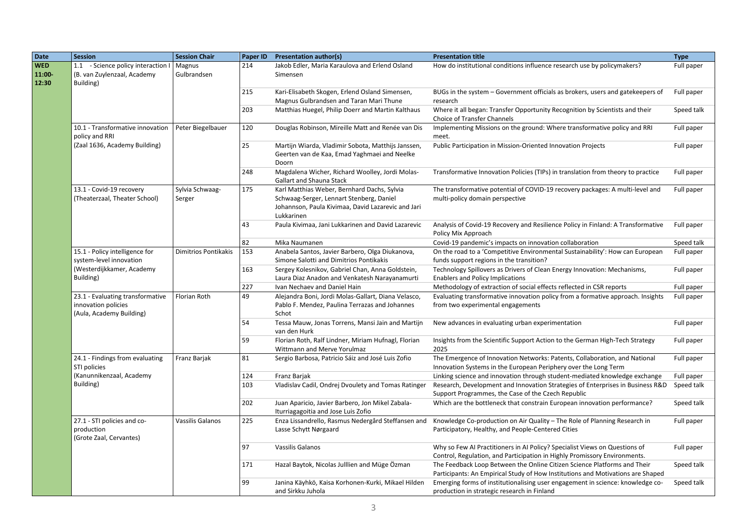| Date | Session | Session Chair | Paper ID | Presentation author(s) | Presentation title | Type |
|---|---|---|---|---|---|---|
| **WED 11:00-12:30** | 1.1 - Science policy interaction I (B. van Zuylenzaal, Academy Building) | Magnus Gulbrandsen | 214 | Jakob Edler, Maria Karaulova and Erlend Osland Simensen | How do institutional conditions influence research use by policymakers? | Full paper |
| | | | 215 | Kari-Elisabeth Skogen, Erlend Osland Simensen, Magnus Gulbrandsen and Taran Mari Thune | BUGs in the system – Government officials as brokers, users and gatekeepers of research | Full paper |
| | | | 203 | Matthias Huegel, Philip Doerr and Martin Kalthaus | Where it all began: Transfer Opportunity Recognition by Scientists and their Choice of Transfer Channels | Speed talk |
| | 10.1 - Transformative innovation policy and RRI (Zaal 1636, Academy Building) | Peter Biegelbauer | 120 | Douglas Robinson, Mireille Matt and Renée van Dis | Implementing Missions on the ground: Where transformative policy and RRI meet. | Full paper |
| | | | 25 | Martijn Wiarda, Vladimir Sobota, Matthijs Janssen, Geerten van de Kaa, Emad Yaghmaei and Neelke Doorn | Public Participation in Mission-Oriented Innovation Projects | Full paper |
| | | | 248 | Magdalena Wicher, Richard Woolley, Jordi Molas-Gallart and Shauna Stack | Transformative Innovation Policies (TIPs) in translation from theory to practice | Full paper |
| | 13.1 - Covid-19 recovery (Theaterzaal, Theater School) | Sylvia Schwaag-Serger | 175 | Karl Matthias Weber, Bernhard Dachs, Sylvia Schwaag-Serger, Lennart Stenberg, Daniel Johannson, Paula Kivimaa, David Lazarevic and Jari Lukkarinen | The transformative potential of COVID-19 recovery packages: A multi-level and multi-policy domain perspective | Full paper |
| | | | 43 | Paula Kivimaa, Jani Lukkarinen and David Lazarevic | Analysis of Covid-19 Recovery and Resilience Policy in Finland: A Transformative Policy Mix Approach | Full paper |
| | | | 82 | Mika Naumanen | Covid-19 pandemic's impacts on innovation collaboration | Speed talk |
| | 15.1 - Policy intelligence for system-level innovation (Westerdijkkamer, Academy Building) | Dimitrios Pontikakis | 153 | Anabela Santos, Javier Barbero, Olga Diukanova, Simone Salotti and Dimitrios Pontikakis | On the road to a 'Competitive Environmental Sustainability': How can European funds support regions in the transition? | Full paper |
| | | | 163 | Sergey Kolesnikov, Gabriel Chan, Anna Goldstein, Laura Diaz Anadon and Venkatesh Narayanamurti | Technology Spillovers as Drivers of Clean Energy Innovation: Mechanisms, Enablers and Policy Implications | Full paper |
| | | | 227 | Ivan Nechaev and Daniel Hain | Methodology of extraction of social effects reflected in CSR reports | Full paper |
| | 23.1 - Evaluating transformative innovation policies (Aula, Academy Building) | Florian Roth | 49 | Alejandra Boni, Jordi Molas-Gallart, Diana Velasco, Pablo F. Mendez, Paulina Terrazas and Johannes Schot | Evaluating transformative innovation policy from a formative approach. Insights from two experimental engagements | Full paper |
| | | | 54 | Tessa Mauw, Jonas Torrens, Mansi Jain and Martijn van den Hurk | New advances in evaluating urban experimentation | Full paper |
| | | | 59 | Florian Roth, Ralf Lindner, Miriam Hufnagl, Florian Wittmann and Merve Yorulmaz | Insights from the Scientific Support Action to the German High-Tech Strategy 2025 | Full paper |
| | 24.1 - Findings from evaluating STI policies (Kanunnikenzaal, Academy Building) | Franz Barjak | 81 | Sergio Barbosa, Patricio Sáiz and José Luis Zofio | The Emergence of Innovation Networks: Patents, Collaboration, and National Innovation Systems in the European Periphery over the Long Term | Full paper |
| | | | 124 | Franz Barjak | Linking science and innovation through student-mediated knowledge exchange | Full paper |
| | | | 103 | Vladislav Cadil, Ondrej Dvoulety and Tomas Ratinger | Research, Development and Innovation Strategies of Enterprises in Business R&D Support Programmes, the Case of the Czech Republic | Speed talk |
| | | | 202 | Juan Aparicio, Javier Barbero, Jon Mikel Zabala-Iturriagagoitia and Jose Luis Zofio | Which are the bottleneck that constrain European innovation performance? | Speed talk |
| | 27.1 - STI policies and co-production (Grote Zaal, Cervantes) | Vassilis Galanos | 225 | Enza Lissandrello, Rasmus Nedergård Steffansen and Lasse Schytt Nørgaard | Knowledge Co-production on Air Quality – The Role of Planning Research in Participatory, Healthy, and People-Centered Cities | Full paper |
| | | | 97 | Vassilis Galanos | Why so Few AI Practitioners in AI Policy? Specialist Views on Questions of Control, Regulation, and Participation in Highly Promissory Environments. | Full paper |
| | | | 171 | Hazal Baytok, Nicolas Julllien and Müge Özman | The Feedback Loop Between the Online Citizen Science Platforms and Their Participants: An Empirical Study of How Institutions and Motivations are Shaped | Speed talk |
| | | | 99 | Janina Käyhkö, Kaisa Korhonen-Kurki, Mikael Hilden and Sirkku Juhola | Emerging forms of institutionalising user engagement in science: knowledge co-production in strategic research in Finland | Speed talk |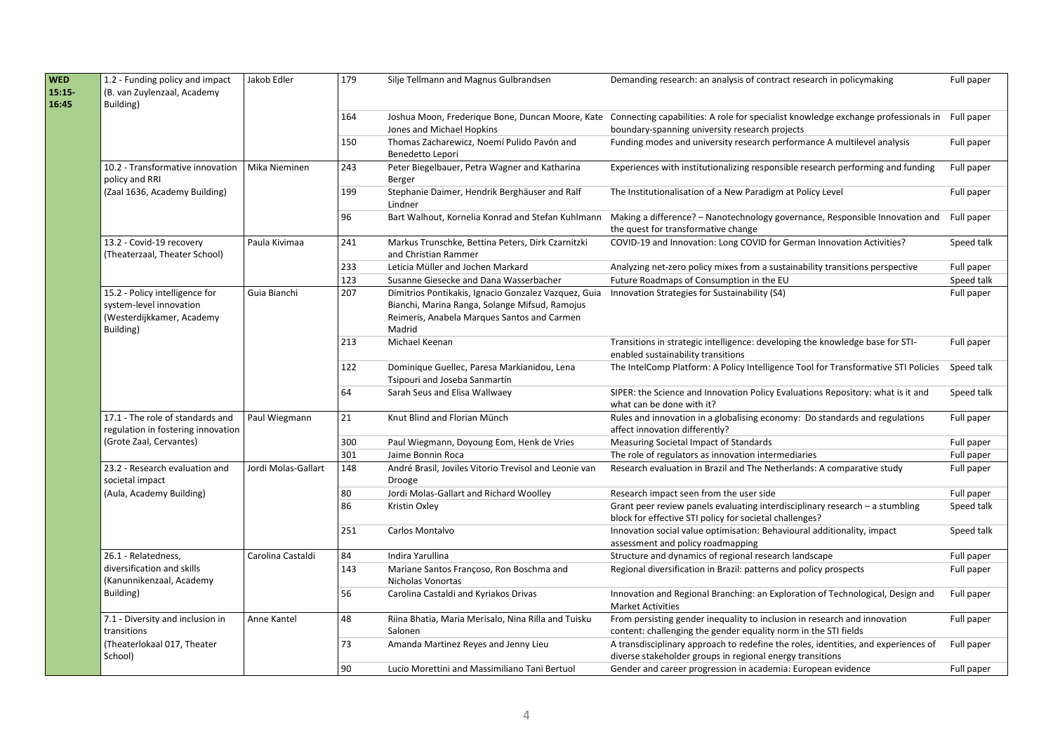| WED 15:15-16:45 | 1.2 - Funding policy and impact (B. van Zuylenzaal, Academy Building) | Jakob Edler | 179 | Silje Tellmann and Magnus Gulbrandsen | Demanding research: an analysis of contract research in policymaking | Full paper |
|---|---|---|---|---|---|---|
| | | | 164 | Joshua Moon, Frederique Bone, Duncan Moore, Kate Jones and Michael Hopkins | Connecting capabilities: A role for specialist knowledge exchange professionals in boundary-spanning university research projects | Full paper |
| | | | 150 | Thomas Zacharewicz, Noemí Pulido Pavón and Benedetto Lepori | Funding modes and university research performance A multilevel analysis | Full paper |
| | 10.2 - Transformative innovation policy and RRI (Zaal 1636, Academy Building) | Mika Nieminen | 243 | Peter Biegelbauer, Petra Wagner and Katharina Berger | Experiences with institutionalizing responsible research performing and funding | Full paper |
| | | | 199 | Stephanie Daimer, Hendrik Berghäuser and Ralf Lindner | The Institutionalisation of a New Paradigm at Policy Level | Full paper |
| | | | 96 | Bart Walhout, Kornelia Konrad and Stefan Kuhlmann | Making a difference? – Nanotechnology governance, Responsible Innovation and the quest for transformative change | Full paper |
| | 13.2 - Covid-19 recovery (Theaterzaal, Theater School) | Paula Kivimaa | 241 | Markus Trunschke, Bettina Peters, Dirk Czarnitzki and Christian Rammer | COVID-19 and Innovation: Long COVID for German Innovation Activities? | Speed talk |
| | | | 233 | Leticia Müller and Jochen Markard | Analyzing net-zero policy mixes from a sustainability transitions perspective | Full paper |
| | | | 123 | Susanne Giesecke and Dana Wasserbacher | Future Roadmaps of Consumption in the EU | Speed talk |
| | 15.2 - Policy intelligence for system-level innovation (Westerdijkkamer, Academy Building) | Guia Bianchi | 207 | Dimitrios Pontikakis, Ignacio Gonzalez Vazquez, Guia Bianchi, Marina Ranga, Solange Mifsud, Ramojus Reimeris, Anabela Marques Santos and Carmen Madrid | Innovation Strategies for Sustainability (S4) | Full paper |
| | | | 213 | Michael Keenan | Transitions in strategic intelligence: developing the knowledge base for STI-enabled sustainability transitions | Full paper |
| | | | 122 | Dominique Guellec, Paresa Markianidou, Lena Tsipouri and Joseba Sanmartín | The IntelComp Platform: A Policy Intelligence Tool for Transformative STI Policies | Speed talk |
| | | | 64 | Sarah Seus and Elisa Wallwaey | SIPER: the Science and Innovation Policy Evaluations Repository: what is it and what can be done with it? | Speed talk |
| | 17.1 - The role of standards and regulation in fostering innovation (Grote Zaal, Cervantes) | Paul Wiegmann | 21 | Knut Blind and Florian Münch | Rules and innovation in a globalising economy: Do standards and regulations affect innovation differently? | Full paper |
| | | | 300 | Paul Wiegmann, Doyoung Eom, Henk de Vries | Measuring Societal Impact of Standards | Full paper |
| | | | 301 | Jaime Bonnin Roca | The role of regulators as innovation intermediaries | Full paper |
| | 23.2 - Research evaluation and societal impact (Aula, Academy Building) | Jordi Molas-Gallart | 148 | André Brasil, Joviles Vitorio Trevisol and Leonie van Drooge | Research evaluation in Brazil and The Netherlands: A comparative study | Full paper |
| | | | 80 | Jordi Molas-Gallart and Richard Woolley | Research impact seen from the user side | Full paper |
| | | | 86 | Kristin Oxley | Grant peer review panels evaluating interdisciplinary research – a stumbling block for effective STI policy for societal challenges? | Speed talk |
| | | | 251 | Carlos Montalvo | Innovation social value optimisation: Behavioural additionality, impact assessment and policy roadmapping | Speed talk |
| | 26.1 - Relatedness, diversification and skills (Kanunnikenzaal, Academy Building) | Carolina Castaldi | 84 | Indira Yarullina | Structure and dynamics of regional research landscape | Full paper |
| | | | 143 | Mariane Santos Françoso, Ron Boschma and Nicholas Vonortas | Regional diversification in Brazil: patterns and policy prospects | Full paper |
| | | | 56 | Carolina Castaldi and Kyriakos Drivas | Innovation and Regional Branching: an Exploration of Technological, Design and Market Activities | Full paper |
| | 7.1 - Diversity and inclusion in transitions (Theaterlokaal 017, Theater School) | Anne Kantel | 48 | Riina Bhatia, Maria Merisalo, Nina Rilla and Tuisku Salonen | From persisting gender inequality to inclusion in research and innovation content: challenging the gender equality norm in the STI fields | Full paper |
| | | | 73 | Amanda Martinez Reyes and Jenny Lieu | A transdisciplinary approach to redefine the roles, identities, and experiences of diverse stakeholder groups in regional energy transitions | Full paper |
| | | | 90 | Lucio Morettini and Massimiliano Tani Bertuol | Gender and career progression in academia: European evidence | Full paper |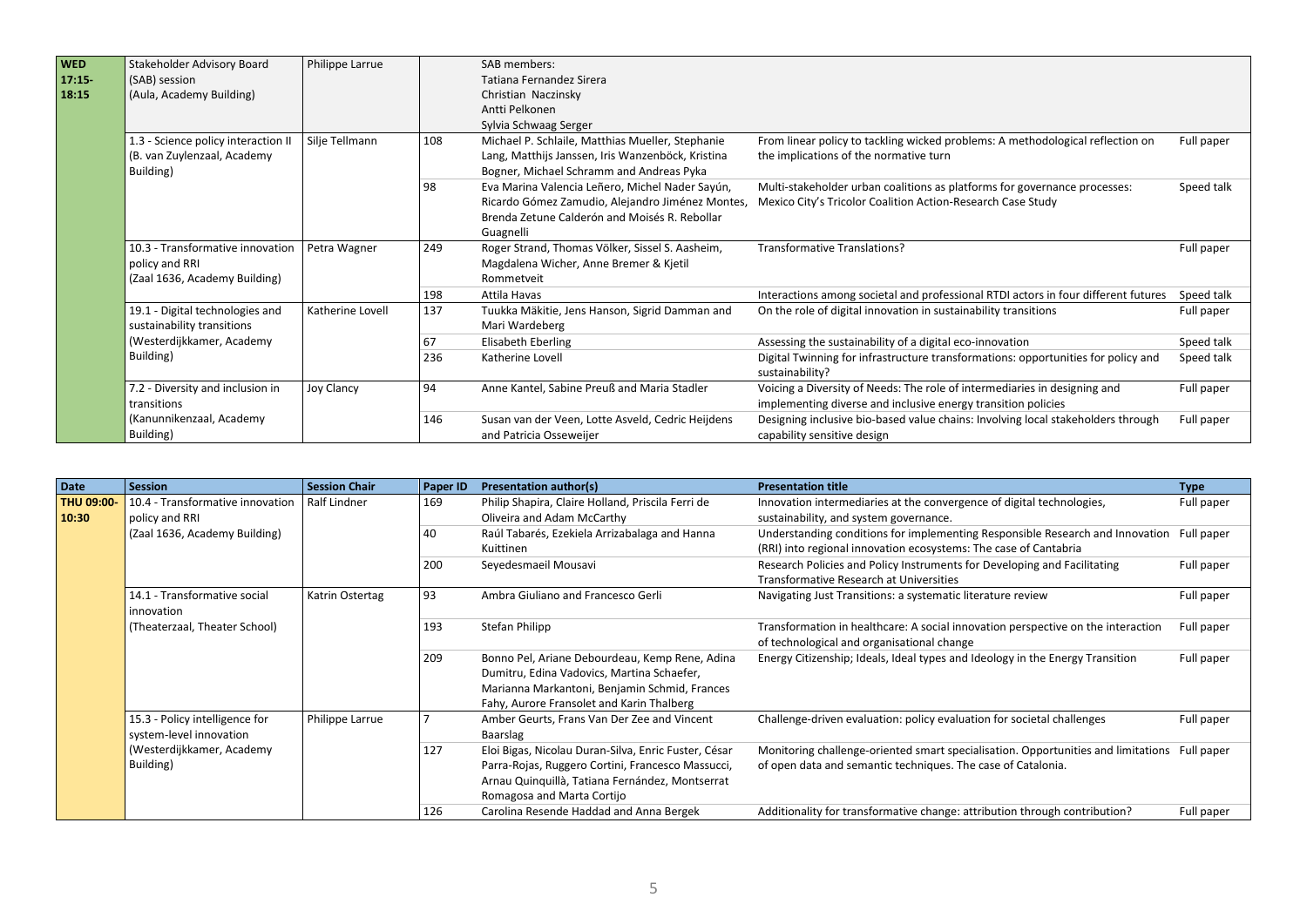| | | | | | | |
|---|---|---|---|---|---|---|
| **WED 17:15-18:15** | Stakeholder Advisory Board (SAB) session (Aula, Academy Building) | Philippe Larrue | | SAB members: Tatiana Fernandez Sirera, Christian Naczinsky, Antti Pelkonen, Sylvia Schwaag Serger | | |
| | 1.3 - Science policy interaction II (B. van Zuylenzaal, Academy Building) | Silje Tellmann | 108 | Michael P. Schlaile, Matthias Mueller, Stephanie Lang, Matthijs Janssen, Iris Wanzenböck, Kristina Bogner, Michael Schramm and Andreas Pyka | From linear policy to tackling wicked problems: A methodological reflection on the implications of the normative turn | Full paper |
| | | | 98 | Eva Marina Valencia Leñero, Michel Nader Sayún, Ricardo Gómez Zamudio, Alejandro Jiménez Montes, Brenda Zetune Calderón and Moisés R. Rebollar Guagnelli | Multi-stakeholder urban coalitions as platforms for governance processes: Mexico City's Tricolor Coalition Action-Research Case Study | Speed talk |
| | 10.3 - Transformative innovation policy and RRI (Zaal 1636, Academy Building) | Petra Wagner | 249 | Roger Strand, Thomas Völker, Sissel S. Aasheim, Magdalena Wicher, Anne Bremer & Kjetil Rommetveit | Transformative Translations? | Full paper |
| | | | 198 | Attila Havas | Interactions among societal and professional RTDI actors in four different futures | Speed talk |
| | 19.1 - Digital technologies and sustainability transitions (Westerdijkkamer, Academy Building) | Katherine Lovell | 137 | Tuukka Mäkitie, Jens Hanson, Sigrid Damman and Mari Wardeberg | On the role of digital innovation in sustainability transitions | Full paper |
| | | | 67 | Elisabeth Eberling | Assessing the sustainability of a digital eco-innovation | Speed talk |
| | | | 236 | Katherine Lovell | Digital Twinning for infrastructure transformations: opportunities for policy and sustainability? | Speed talk |
| | 7.2 - Diversity and inclusion in transitions (Kanunnikenzaal, Academy Building) | Joy Clancy | 94 | Anne Kantel, Sabine Preuß and Maria Stadler | Voicing a Diversity of Needs: The role of intermediaries in designing and implementing diverse and inclusive energy transition policies | Full paper |
| | | | 146 | Susan van der Veen, Lotte Asveld, Cedric Heijdens and Patricia Osseweijer | Designing inclusive bio-based value chains: Involving local stakeholders through capability sensitive design | Full paper |

| Date | Session | Session Chair | Paper ID | Presentation author(s) | Presentation title | Type |
|---|---|---|---|---|---|---|
| **THU 09:00-10:30** | 10.4 - Transformative innovation policy and RRI (Zaal 1636, Academy Building) | Ralf Lindner | 169 | Philip Shapira, Claire Holland, Priscila Ferri de Oliveira and Adam McCarthy | Innovation intermediaries at the convergence of digital technologies, sustainability, and system governance. | Full paper |
| | | | 40 | Raúl Tabarés, Ezekiela Arrizabalaga and Hanna Kuittinen | Understanding conditions for implementing Responsible Research and Innovation (RRI) into regional innovation ecosystems: The case of Cantabria | Full paper |
| | | | 200 | Seyedesmaeil Mousavi | Research Policies and Policy Instruments for Developing and Facilitating Transformative Research at Universities | Full paper |
| | 14.1 - Transformative social innovation (Theaterzaal, Theater School) | Katrin Ostertag | 93 | Ambra Giuliano and Francesco Gerli | Navigating Just Transitions: a systematic literature review | Full paper |
| | | | 193 | Stefan Philipp | Transformation in healthcare: A social innovation perspective on the interaction of technological and organisational change | Full paper |
| | | | 209 | Bonno Pel, Ariane Debourdeau, Kemp Rene, Adina Dumitru, Edina Vadovics, Martina Schaefer, Marianna Markantoni, Benjamin Schmid, Frances Fahy, Aurore Fransolet and Karin Thalberg | Energy Citizenship; Ideals, Ideal types and Ideology in the Energy Transition | Full paper |
| | 15.3 - Policy intelligence for system-level innovation (Westerdijkkamer, Academy Building) | Philippe Larrue | 7 | Amber Geurts, Frans Van Der Zee and Vincent Baarslag | Challenge-driven evaluation: policy evaluation for societal challenges | Full paper |
| | | | 127 | Eloi Bigas, Nicolau Duran-Silva, Enric Fuster, César Parra-Rojas, Ruggero Cortini, Francesco Massucci, Arnau Quinquillà, Tatiana Fernández, Montserrat Romagosa and Marta Cortijo | Monitoring challenge-oriented smart specialisation. Opportunities and limitations of open data and semantic techniques. The case of Catalonia. | Full paper |
| | | | 126 | Carolina Resende Haddad and Anna Bergek | Additionality for transformative change: attribution through contribution? | Full paper |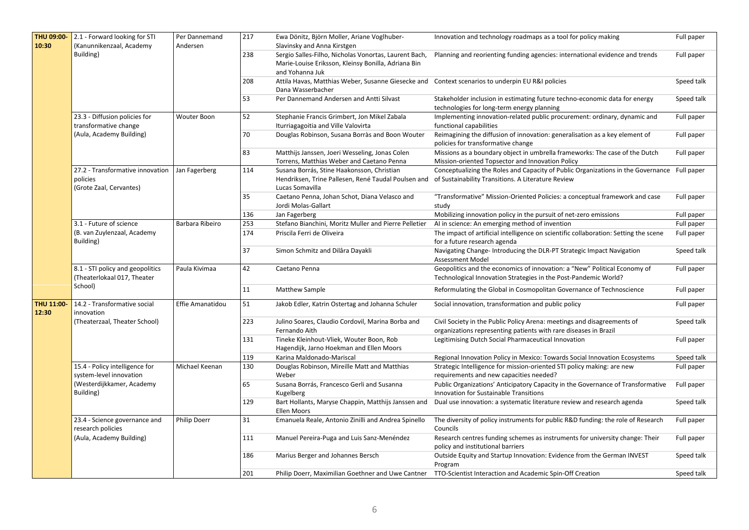| | | | | | | |
|---|---|---|---|---|---|---|
| **THU 09:00-10:30** | 2.1 - Forward looking for STI (Kanunnikenzaal, Academy Building) | Per Dannemand Andersen | 217 | Ewa Dönitz, Björn Moller, Ariane Voglhuber-Slavinsky and Anna Kirstgen | Innovation and technology roadmaps as a tool for policy making | Full paper |
| | | | 238 | Sergio Salles-Filho, Nicholas Vonortas, Laurent Bach, Marie-Louise Eriksson, Kleinsy Bonilla, Adriana Bin and Yohanna Juk | Planning and reorienting funding agencies: international evidence and trends | Full paper |
| | | | 208 | Attila Havas, Matthias Weber, Susanne Giesecke and Dana Wasserbacher | Context scenarios to underpin EU R&I policies | Speed talk |
| | | | 53 | Per Dannemand Andersen and Antti Silvast | Stakeholder inclusion in estimating future techno-economic data for energy technologies for long-term energy planning | Speed talk |
| | 23.3 - Diffusion policies for transformative change (Aula, Academy Building) | Wouter Boon | 52 | Stephanie Francis Grimbert, Jon Mikel Zabala Iturriagagoitia and Ville Valovirta | Implementing innovation-related public procurement: ordinary, dynamic and functional capabilities | Full paper |
| | | | 70 | Douglas Robinson, Susana Borràs and Boon Wouter | Reimagining the diffusion of innovation: generalisation as a key element of policies for transformative change | Full paper |
| | | | 83 | Matthijs Janssen, Joeri Wesseling, Jonas Colen Torrens, Matthias Weber and Caetano Penna | Missions as a boundary object in umbrella frameworks: The case of the Dutch Mission-oriented Topsector and Innovation Policy | Full paper |
| | 27.2 - Transformative innovation policies (Grote Zaal, Cervantes) | Jan Fagerberg | 114 | Susana Borrás, Stine Haakonsson, Christian Hendriksen, Trine Pallesen, René Taudal Poulsen and Lucas Somavilla | Conceptualizing the Roles and Capacity of Public Organizations in the Governance of Sustainability Transitions. A Literature Review | Full paper |
| | | | 35 | Caetano Penna, Johan Schot, Diana Velasco and Jordi Molas-Gallart | "Transformative" Mission-Oriented Policies: a conceptual framework and case study | Full paper |
| | | | 136 | Jan Fagerberg | Mobilizing innovation policy in the pursuit of net-zero emissions | Full paper |
| | 3.1 - Future of science (B. van Zuylenzaal, Academy Building) | Barbara Ribeiro | 253 | Stefano Bianchini, Moritz Muller and Pierre Pelletier | AI in science: An emerging method of invention | Full paper |
| | | | 174 | Priscila Ferri de Oliveira | The impact of artificial intelligence on scientific collaboration: Setting the scene for a future research agenda | Full paper |
| | | | 37 | Simon Schmitz and Dilâra Dayakli | Navigating Change- Introducing the DLR-PT Strategic Impact Navigation Assessment Model | Speed talk |
| | 8.1 - STI policy and geopolitics (Theaterlokaal 017, Theater School) | Paula Kivimaa | 42 | Caetano Penna | Geopolitics and the economics of innovation: a "New" Political Economy of Technological Innovation Strategies in the Post-Pandemic World? | Full paper |
| | | | 11 | Matthew Sample | Reformulating the Global in Cosmopolitan Governance of Technoscience | Full paper |
| **THU 11:00-12:30** | 14.2 - Transformative social innovation (Theaterzaal, Theater School) | Effie Amanatidou | 51 | Jakob Edler, Katrin Ostertag and Johanna Schuler | Social innovation, transformation and public policy | Full paper |
| | | | 223 | Julino Soares, Claudio Cordovil, Marina Borba and Fernando Aith | Civil Society in the Public Policy Arena: meetings and disagreements of organizations representing patients with rare diseases in Brazil | Speed talk |
| | | | 131 | Tineke Kleinhout-Vliek, Wouter Boon, Rob Hagendijk, Jarno Hoekman and Ellen Moors | Legitimising Dutch Social Pharmaceutical Innovation | Full paper |
| | | | 119 | Karina Maldonado-Mariscal | Regional Innovation Policy in Mexico: Towards Social Innovation Ecosystems | Speed talk |
| | 15.4 - Policy intelligence for system-level innovation (Westerdijkkamer, Academy Building) | Michael Keenan | 130 | Douglas Robinson, Mireille Matt and Matthias Weber | Strategic Intelligence for mission-oriented STI policy making: are new requirements and new capacities needed? | Full paper |
| | | | 65 | Susana Borrás, Francesco Gerli and Susanna Kugelberg | Public Organizations' Anticipatory Capacity in the Governance of Transformative Innovation for Sustainable Transitions | Full paper |
| | | | 129 | Bart Hollants, Maryse Chappin, Matthijs Janssen and Ellen Moors | Dual use innovation: a systematic literature review and research agenda | Speed talk |
| | 23.4 - Science governance and research policies (Aula, Academy Building) | Philip Doerr | 31 | Emanuela Reale, Antonio Zinilli and Andrea Spinello | The diversity of policy instruments for public R&D funding: the role of Research Councils | Full paper |
| | | | 111 | Manuel Pereira-Puga and Luis Sanz-Menéndez | Research centres funding schemes as instruments for university change: Their policy and institutional barriers | Full paper |
| | | | 186 | Marius Berger and Johannes Bersch | Outside Equity and Startup Innovation: Evidence from the German INVEST Program | Speed talk |
| | | | 201 | Philip Doerr, Maximilian Goethner and Uwe Cantner | TTO-Scientist Interaction and Academic Spin-Off Creation | Speed talk |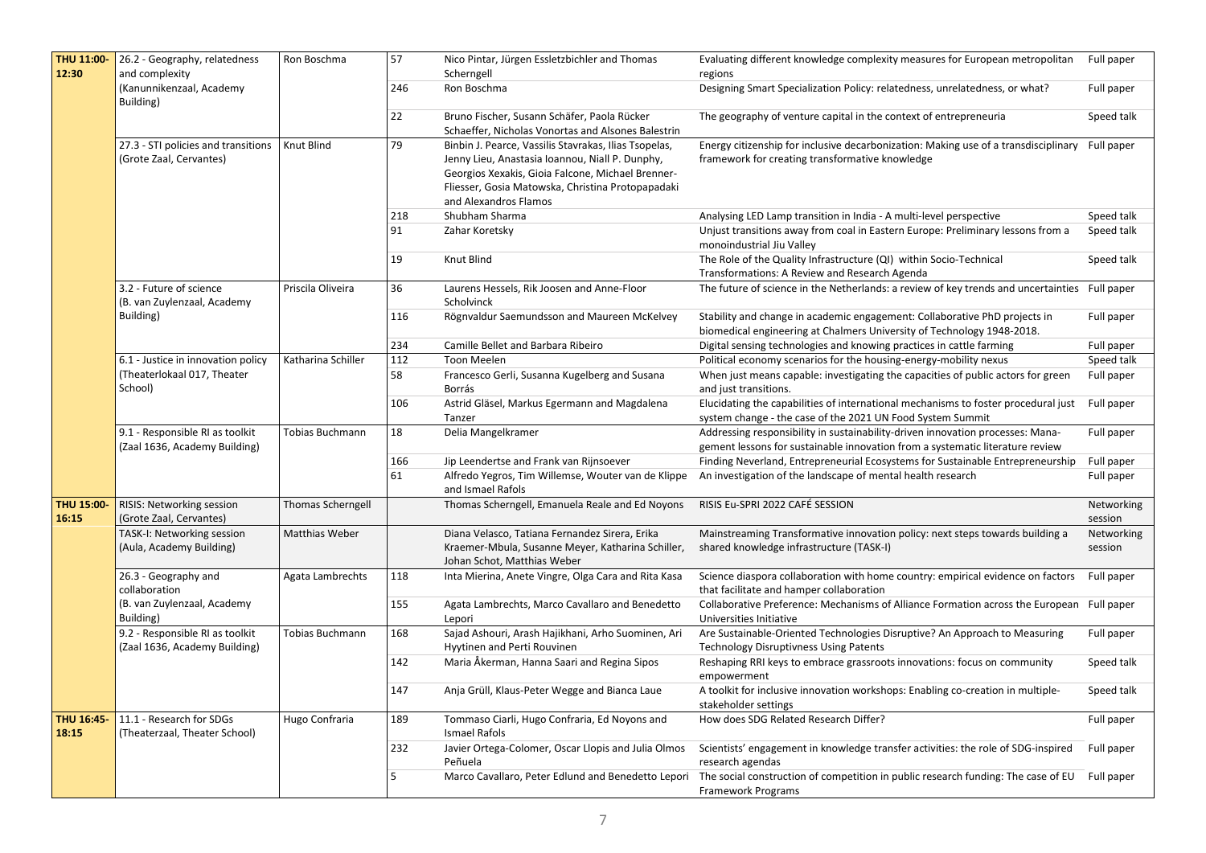| | | | | | | |
|---|---|---|---|---|---|---|
| **THU 11:00-12:30** | 26.2 - Geography, relatedness and complexity (Kanunnikenzaal, Academy Building) | Ron Boschma | 57 | Nico Pintar, Jürgen Essletzbichler and Thomas Scherngell | Evaluating different knowledge complexity measures for European metropolitan regions | Full paper |
| | | | 246 | Ron Boschma | Designing Smart Specialization Policy: relatedness, unrelatedness, or what? | Full paper |
| | | | 22 | Bruno Fischer, Susann Schäfer, Paola Rücker Schaeffer, Nicholas Vonortas and Alsones Balestrin | The geography of venture capital in the context of entrepreneuria | Speed talk |
| | 27.3 - STI policies and transitions (Grote Zaal, Cervantes) | Knut Blind | 79 | Binbin J. Pearce, Vassilis Stavrakas, Ilias Tsopelas, Jenny Lieu, Anastasia Ioannou, Niall P. Dunphy, Georgios Xexakis, Gioia Falcone, Michael Brenner-Fliesser, Gosia Matowska, Christina Protopapadaki and Alexandros Flamos | Energy citizenship for inclusive decarbonization: Making use of a transdisciplinary framework for creating transformative knowledge | Full paper |
| | | | 218 | Shubham Sharma | Analysing LED Lamp transition in India - A multi-level perspective | Speed talk |
| | | | 91 | Zahar Koretsky | Unjust transitions away from coal in Eastern Europe: Preliminary lessons from a monoindustrial Jiu Valley | Speed talk |
| | | | 19 | Knut Blind | The Role of the Quality Infrastructure (QI) within Socio-Technical Transformations: A Review and Research Agenda | Speed talk |
| | 3.2 - Future of science (B. van Zuylenzaal, Academy Building) | Priscila Oliveira | 36 | Laurens Hessels, Rik Joosen and Anne-Floor Scholvinck | The future of science in the Netherlands: a review of key trends and uncertainties | Full paper |
| | | | 116 | Rögnvaldur Saemundsson and Maureen McKelvey | Stability and change in academic engagement: Collaborative PhD projects in biomedical engineering at Chalmers University of Technology 1948-2018. | Full paper |
| | | | 234 | Camille Bellet and Barbara Ribeiro | Digital sensing technologies and knowing practices in cattle farming | Full paper |
| | 6.1 - Justice in innovation policy (Theaterlokaal 017, Theater School) | Katharina Schiller | 112 | Toon Meelen | Political economy scenarios for the housing-energy-mobility nexus | Speed talk |
| | | | 58 | Francesco Gerli, Susanna Kugelberg and Susana Borrás | When just means capable: investigating the capacities of public actors for green and just transitions. | Full paper |
| | | | 106 | Astrid Gläsel, Markus Egermann and Magdalena Tanzer | Elucidating the capabilities of international mechanisms to foster procedural just system change - the case of the 2021 UN Food System Summit | Full paper |
| | 9.1 - Responsible RI as toolkit (Zaal 1636, Academy Building) | Tobias Buchmann | 18 | Delia Mangelkramer | Addressing responsibility in sustainability-driven innovation processes: Management lessons for sustainable innovation from a systematic literature review | Full paper |
| | | | 166 | Jip Leendertse and Frank van Rijnsoever | Finding Neverland, Entrepreneurial Ecosystems for Sustainable Entrepreneurship | Full paper |
| | | | 61 | Alfredo Yegros, Tim Willemse, Wouter van de Klippe and Ismael Rafols | An investigation of the landscape of mental health research | Full paper |
| **THU 15:00-16:15** | RISIS: Networking session (Grote Zaal, Cervantes) | Thomas Scherngell | | Thomas Scherngell, Emanuela Reale and Ed Noyons | RISIS Eu-SPRI 2022 CAFÉ SESSION | Networking session |
| | TASK-I: Networking session (Aula, Academy Building) | Matthias Weber | | Diana Velasco, Tatiana Fernandez Sirera, Erika Kraemer-Mbula, Susanne Meyer, Katharina Schiller, Johan Schot, Matthias Weber | Mainstreaming Transformative innovation policy: next steps towards building a shared knowledge infrastructure (TASK-I) | Networking session |
| | 26.3 - Geography and collaboration (B. van Zuylenzaal, Academy Building) | Agata Lambrechts | 118 | Inta Mierina, Anete Vingre, Olga Cara and Rita Kasa | Science diaspora collaboration with home country: empirical evidence on factors that facilitate and hamper collaboration | Full paper |
| | | | 155 | Agata Lambrechts, Marco Cavallaro and Benedetto Lepori | Collaborative Preference: Mechanisms of Alliance Formation across the European Universities Initiative | Full paper |
| | 9.2 - Responsible RI as toolkit (Zaal 1636, Academy Building) | Tobias Buchmann | 168 | Sajad Ashouri, Arash Hajikhani, Arho Suominen, Ari Hyytinen and Perti Rouvinen | Are Sustainable-Oriented Technologies Disruptive? An Approach to Measuring Technology Disruptivness Using Patents | Full paper |
| | | | 142 | Maria Åkerman, Hanna Saari and Regina Sipos | Reshaping RRI keys to embrace grassroots innovations: focus on community empowerment | Speed talk |
| | | | 147 | Anja Grüll, Klaus-Peter Wegge and Bianca Laue | A toolkit for inclusive innovation workshops: Enabling co-creation in multiple-stakeholder settings | Speed talk |
| **THU 16:45-18:15** | 11.1 - Research for SDGs (Theaterzaal, Theater School) | Hugo Confraria | 189 | Tommaso Ciarli, Hugo Confraria, Ed Noyons and Ismael Rafols | How does SDG Related Research Differ? | Full paper |
| | | | 232 | Javier Ortega-Colomer, Oscar Llopis and Julia Olmos Peñuela | Scientists' engagement in knowledge transfer activities: the role of SDG-inspired research agendas | Full paper |
| | | | 5 | Marco Cavallaro, Peter Edlund and Benedetto Lepori | The social construction of competition in public research funding: The case of EU Framework Programs | Full paper |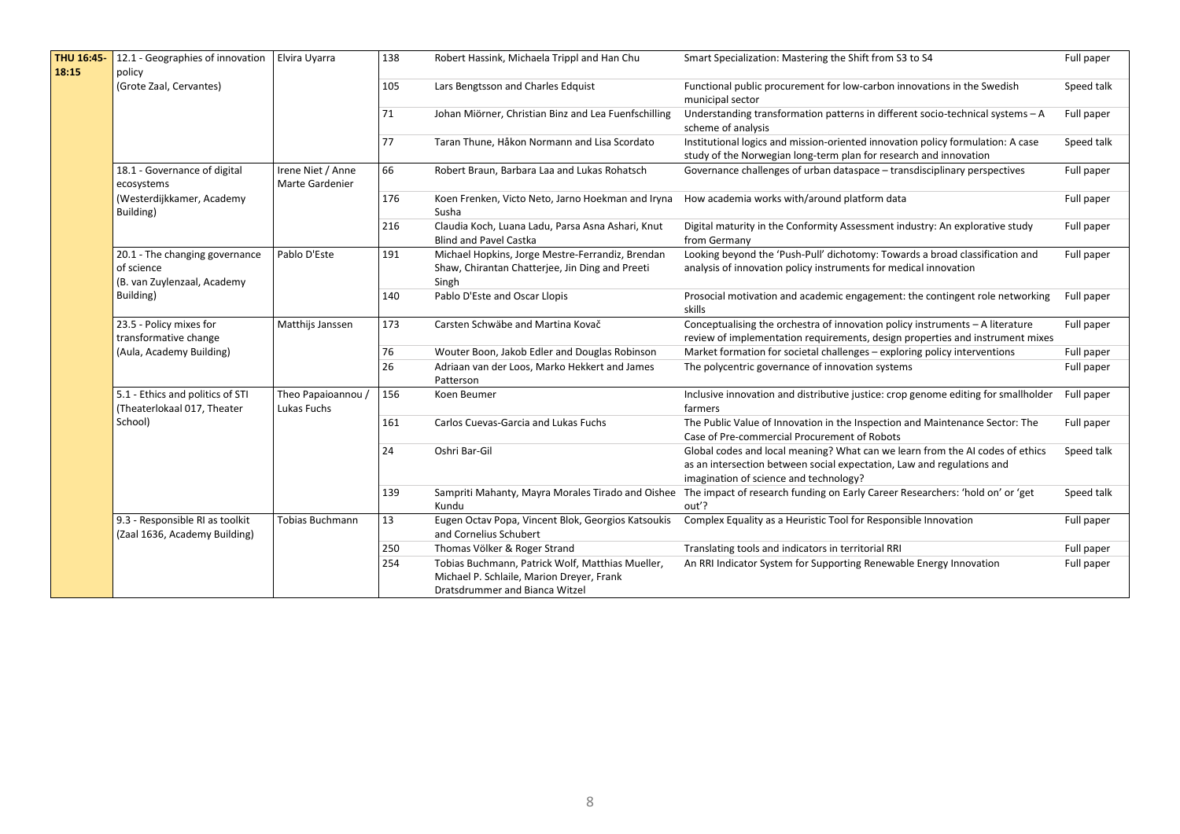| | | | | | | |
|---|---|---|---|---|---|---|
| **THU 16:45-18:15** | 12.1 - Geographies of innovation policy (Grote Zaal, Cervantes) | Elvira Uyarra | 138 | Robert Hassink, Michaela Trippl and Han Chu | Smart Specialization: Mastering the Shift from S3 to S4 | Full paper |
| | | | 105 | Lars Bengtsson and Charles Edquist | Functional public procurement for low-carbon innovations in the Swedish municipal sector | Speed talk |
| | | | 71 | Johan Miörner, Christian Binz and Lea Fuenfschilling | Understanding transformation patterns in different socio-technical systems – A scheme of analysis | Full paper |
| | | | 77 | Taran Thune, Håkon Normann and Lisa Scordato | Institutional logics and mission-oriented innovation policy formulation: A case study of the Norwegian long-term plan for research and innovation | Speed talk |
| | 18.1 - Governance of digital ecosystems (Westerdijkkamer, Academy Building) | Irene Niet / Anne Marte Gardenier | 66 | Robert Braun, Barbara Laa and Lukas Rohatsch | Governance challenges of urban dataspace – transdisciplinary perspectives | Full paper |
| | | | 176 | Koen Frenken, Victo Neto, Jarno Hoekman and Iryna Susha | How academia works with/around platform data | Full paper |
| | | | 216 | Claudia Koch, Luana Ladu, Parsa Asna Ashari, Knut Blind and Pavel Castka | Digital maturity in the Conformity Assessment industry: An explorative study from Germany | Full paper |
| | 20.1 - The changing governance of science (B. van Zuylenzaal, Academy Building) | Pablo D'Este | 191 | Michael Hopkins, Jorge Mestre-Ferrandiz, Brendan Shaw, Chirantan Chatterjee, Jin Ding and Preeti Singh | Looking beyond the 'Push-Pull' dichotomy: Towards a broad classification and analysis of innovation policy instruments for medical innovation | Full paper |
| | | | 140 | Pablo D'Este and Oscar Llopis | Prosocial motivation and academic engagement: the contingent role networking skills | Full paper |
| | 23.5 - Policy mixes for transformative change (Aula, Academy Building) | Matthijs Janssen | 173 | Carsten Schwäbe and Martina Kovač | Conceptualising the orchestra of innovation policy instruments – A literature review of implementation requirements, design properties and instrument mixes | Full paper |
| | | | 76 | Wouter Boon, Jakob Edler and Douglas Robinson | Market formation for societal challenges – exploring policy interventions | Full paper |
| | | | 26 | Adriaan van der Loos, Marko Hekkert and James Patterson | The polycentric governance of innovation systems | Full paper |
| | 5.1 - Ethics and politics of STI (Theaterlokaal 017, Theater School) | Theo Papaioannou / Lukas Fuchs | 156 | Koen Beumer | Inclusive innovation and distributive justice: crop genome editing for smallholder farmers | Full paper |
| | | | 161 | Carlos Cuevas-Garcia and Lukas Fuchs | The Public Value of Innovation in the Inspection and Maintenance Sector: The Case of Pre-commercial Procurement of Robots | Full paper |
| | | | 24 | Oshri Bar-Gil | Global codes and local meaning? What can we learn from the AI codes of ethics as an intersection between social expectation, Law and regulations and imagination of science and technology? | Speed talk |
| | | | 139 | Sampriti Mahanty, Mayra Morales Tirado and Oishee Kundu | The impact of research funding on Early Career Researchers: 'hold on' or 'get out'? | Speed talk |
| | 9.3 - Responsible RI as toolkit (Zaal 1636, Academy Building) | Tobias Buchmann | 13 | Eugen Octav Popa, Vincent Blok, Georgios Katsoukis and Cornelius Schubert | Complex Equality as a Heuristic Tool for Responsible Innovation | Full paper |
| | | | 250 | Thomas Völker & Roger Strand | Translating tools and indicators in territorial RRI | Full paper |
| | | | 254 | Tobias Buchmann, Patrick Wolf, Matthias Mueller, Michael P. Schlaile, Marion Dreyer, Frank Dratsdrummer and Bianca Witzel | An RRI Indicator System for Supporting Renewable Energy Innovation | Full paper |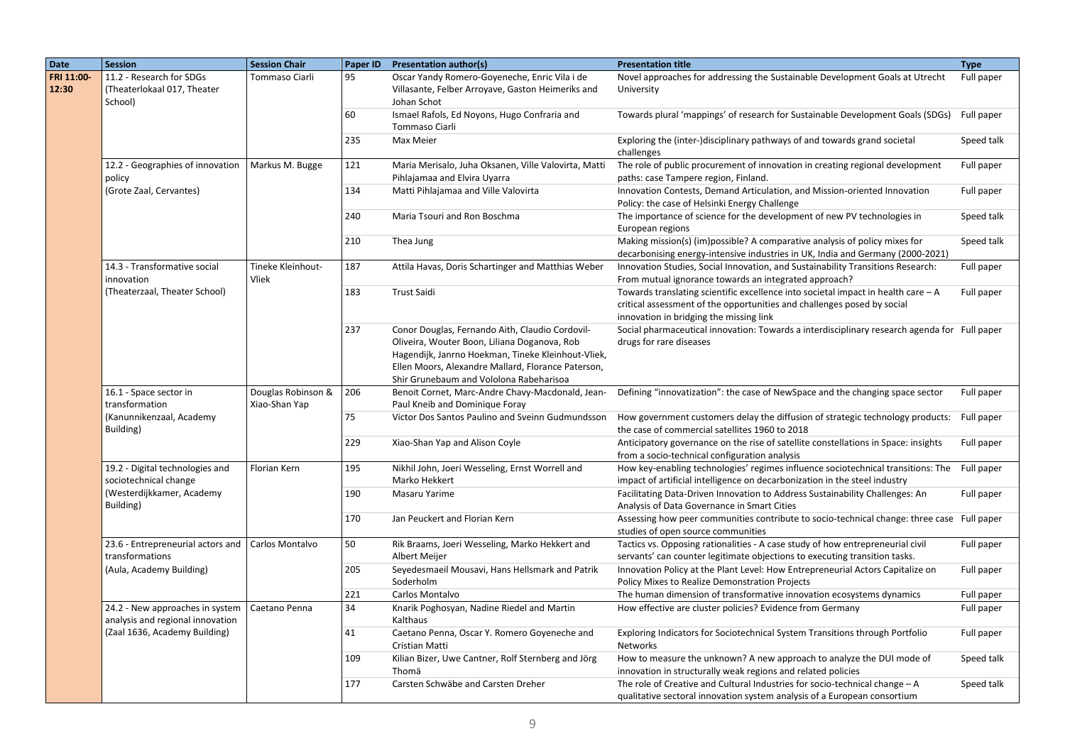| Date | Session | Session Chair | Paper ID | Presentation author(s) | Presentation title | Type |
|---|---|---|---|---|---|---|
| **FRI 11:00-12:30** | 11.2 - Research for SDGs (Theaterlokaal 017, Theater School) | Tommaso Ciarli | 95 | Oscar Yandy Romero-Goyeneche, Enric Vila i de Villasante, Felber Arroyave, Gaston Heimeriks and Johan Schot | Novel approaches for addressing the Sustainable Development Goals at Utrecht University | Full paper |
| | | | 60 | Ismael Rafols, Ed Noyons, Hugo Confraria and Tommaso Ciarli | Towards plural 'mappings' of research for Sustainable Development Goals (SDGs) | Full paper |
| | | | 235 | Max Meier | Exploring the (inter-)disciplinary pathways of and towards grand societal challenges | Speed talk |
| | 12.2 - Geographies of innovation policy (Grote Zaal, Cervantes) | Markus M. Bugge | 121 | Maria Merisalo, Juha Oksanen, Ville Valovirta, Matti Pihlajamaa and Elvira Uyarra | The role of public procurement of innovation in creating regional development paths: case Tampere region, Finland. | Full paper |
| | | | 134 | Matti Pihlajamaa and Ville Valovirta | Innovation Contests, Demand Articulation, and Mission-oriented Innovation Policy: the case of Helsinki Energy Challenge | Full paper |
| | | | 240 | Maria Tsouri and Ron Boschma | The importance of science for the development of new PV technologies in European regions | Speed talk |
| | | | 210 | Thea Jung | Making mission(s) (im)possible? A comparative analysis of policy mixes for decarbonising energy-intensive industries in UK, India and Germany (2000-2021) | Speed talk |
| | 14.3 - Transformative social innovation (Theaterzaal, Theater School) | Tineke Kleinhout-Vliek | 187 | Attila Havas, Doris Schartinger and Matthias Weber | Innovation Studies, Social Innovation, and Sustainability Transitions Research: From mutual ignorance towards an integrated approach? | Full paper |
| | | | 183 | Trust Saidi | Towards translating scientific excellence into societal impact in health care – A critical assessment of the opportunities and challenges posed by social innovation in bridging the missing link | Full paper |
| | | | 237 | Conor Douglas, Fernando Aith, Claudio Cordovil-Oliveira, Wouter Boon, Liliana Doganova, Rob Hagendijk, Janrno Hoekman, Tineke Kleinhout-Vliek, Ellen Moors, Alexandre Mallard, Florance Paterson, Shir Grunebaum and Vololona Rabeharisoa | Social pharmaceutical innovation: Towards a interdisciplinary research agenda for drugs for rare diseases | Full paper |
| | 16.1 - Space sector in transformation (Kanunnikenzaal, Academy Building) | Douglas Robinson & Xiao-Shan Yap | 206 | Benoit Cornet, Marc-Andre Chavy-Macdonald, Jean-Paul Kneib and Dominique Foray | Defining "innovatization": the case of NewSpace and the changing space sector | Full paper |
| | | | 75 | Victor Dos Santos Paulino and Sveinn Gudmundsson | How government customers delay the diffusion of strategic technology products: the case of commercial satellites 1960 to 2018 | Full paper |
| | | | 229 | Xiao-Shan Yap and Alison Coyle | Anticipatory governance on the rise of satellite constellations in Space: insights from a socio-technical configuration analysis | Full paper |
| | 19.2 - Digital technologies and sociotechnical change (Westerdijkkamer, Academy Building) | Florian Kern | 195 | Nikhil John, Joeri Wesseling, Ernst Worrell and Marko Hekkert | How key-enabling technologies' regimes influence sociotechnical transitions: The impact of artificial intelligence on decarbonization in the steel industry | Full paper |
| | | | 190 | Masaru Yarime | Facilitating Data-Driven Innovation to Address Sustainability Challenges: An Analysis of Data Governance in Smart Cities | Full paper |
| | | | 170 | Jan Peuckert and Florian Kern | Assessing how peer communities contribute to socio-technical change: three case studies of open source communities | Full paper |
| | 23.6 - Entrepreneurial actors and transformations (Aula, Academy Building) | Carlos Montalvo | 50 | Rik Braams, Joeri Wesseling, Marko Hekkert and Albert Meijer | Tactics vs. Opposing rationalities - A case study of how entrepreneurial civil servants' can counter legitimate objections to executing transition tasks. | Full paper |
| | | | 205 | Seyedesmaeil Mousavi, Hans Hellsmark and Patrik Soderholm | Innovation Policy at the Plant Level: How Entrepreneurial Actors Capitalize on Policy Mixes to Realize Demonstration Projects | Full paper |
| | | | 221 | Carlos Montalvo | The human dimension of transformative innovation ecosystems dynamics | Full paper |
| | 24.2 - New approaches in system analysis and regional innovation (Zaal 1636, Academy Building) | Caetano Penna | 34 | Knarik Poghosyan, Nadine Riedel and Martin Kalthaus | How effective are cluster policies? Evidence from Germany | Full paper |
| | | | 41 | Caetano Penna, Oscar Y. Romero Goyeneche and Cristian Matti | Exploring Indicators for Sociotechnical System Transitions through Portfolio Networks | Full paper |
| | | | 109 | Kilian Bizer, Uwe Cantner, Rolf Sternberg and Jörg Thomä | How to measure the unknown? A new approach to analyze the DUI mode of innovation in structurally weak regions and related policies | Speed talk |
| | | | 177 | Carsten Schwäbe and Carsten Dreher | The role of Creative and Cultural Industries for socio-technical change – A qualitative sectoral innovation system analysis of a European consortium | Speed talk |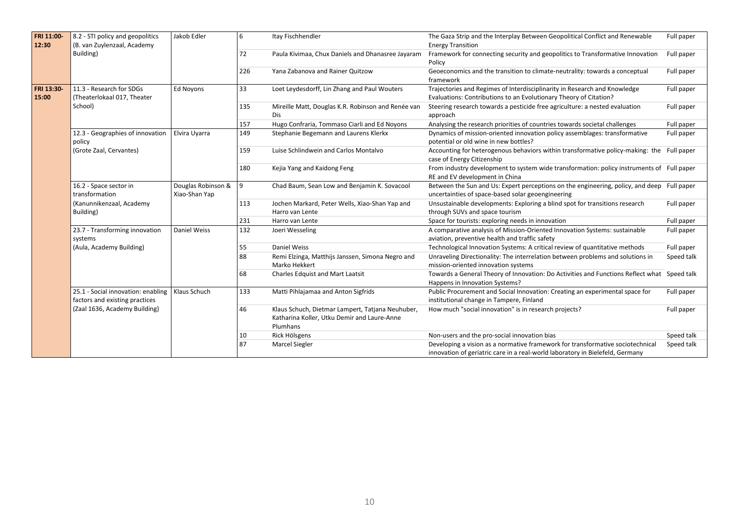| | | | | | | |
|---|---|---|---|---|---|---|
| **FRI 11:00-12:30** | 8.2 - STI policy and geopolitics (B. van Zuylenzaal, Academy Building) | Jakob Edler | 6 | Itay Fischhendler | The Gaza Strip and the Interplay Between Geopolitical Conflict and Renewable Energy Transition | Full paper |
| | | | 72 | Paula Kivimaa, Chux Daniels and Dhanasree Jayaram | Framework for connecting security and geopolitics to Transformative Innovation Policy | Full paper |
| | | | 226 | Yana Zabanova and Rainer Quitzow | Geoeconomics and the transition to climate-neutrality: towards a conceptual framework | Full paper |
| **FRI 13:30-15:00** | 11.3 - Research for SDGs (Theaterlokaal 017, Theater School) | Ed Noyons | 33 | Loet Leydesdorff, Lin Zhang and Paul Wouters | Trajectories and Regimes of Interdisciplinarity in Research and Knowledge Evaluations: Contributions to an Evolutionary Theory of Citation? | Full paper |
| | | | 135 | Mireille Matt, Douglas K.R. Robinson and Renée van Dis | Steering research towards a pesticide free agriculture: a nested evaluation approach | Full paper |
| | | | 157 | Hugo Confraria, Tommaso Ciarli and Ed Noyons | Analysing the research priorities of countries towards societal challenges | Full paper |
| | 12.3 - Geographies of innovation policy (Grote Zaal, Cervantes) | Elvira Uyarra | 149 | Stephanie Begemann and Laurens Klerkx | Dynamics of mission-oriented innovation policy assemblages: transformative potential or old wine in new bottles? | Full paper |
| | | | 159 | Luise Schlindwein and Carlos Montalvo | Accounting for heterogenous behaviors within transformative policy-making: the case of Energy Citizenship | Full paper |
| | | | 180 | Kejia Yang and Kaidong Feng | From industry development to system wide transformation: policy instruments of RE and EV development in China | Full paper |
| | 16.2 - Space sector in transformation (Kanunnikenzaal, Academy Building) | Douglas Robinson & Xiao-Shan Yap | 9 | Chad Baum, Sean Low and Benjamin K. Sovacool | Between the Sun and Us: Expert perceptions on the engineering, policy, and deep uncertainties of space-based solar geoengineering | Full paper |
| | | | 113 | Jochen Markard, Peter Wells, Xiao-Shan Yap and Harro van Lente | Unsustainable developments: Exploring a blind spot for transitions research through SUVs and space tourism | Full paper |
| | | | 231 | Harro van Lente | Space for tourists: exploring needs in innovation | Full paper |
| | 23.7 - Transforming innovation systems (Aula, Academy Building) | Daniel Weiss | 132 | Joeri Wesseling | A comparative analysis of Mission-Oriented Innovation Systems: sustainable aviation, preventive health and traffic safety | Full paper |
| | | | 55 | Daniel Weiss | Technological Innovation Systems: A critical review of quantitative methods | Full paper |
| | | | 88 | Remi Elzinga, Matthijs Janssen, Simona Negro and Marko Hekkert | Unraveling Directionality: The interrelation between problems and solutions in mission-oriented innovation systems | Speed talk |
| | | | 68 | Charles Edquist and Mart Laatsit | Towards a General Theory of Innovation: Do Activities and Functions Reflect what Happens in Innovation Systems? | Speed talk |
| | 25.1 - Social innovation: enabling factors and existing practices (Zaal 1636, Academy Building) | Klaus Schuch | 133 | Matti Pihlajamaa and Anton Sigfrids | Public Procurement and Social Innovation: Creating an experimental space for institutional change in Tampere, Finland | Full paper |
| | | | 46 | Klaus Schuch, Dietmar Lampert, Tatjana Neuhuber, Katharina Koller, Utku Demir and Laure-Anne Plumhans | How much "social innovation" is in research projects? | Full paper |
| | | | 10 | Rick Hölsgens | Non-users and the pro-social innovation bias | Speed talk |
| | | | 87 | Marcel Siegler | Developing a vision as a normative framework for transformative sociotechnical innovation of geriatric care in a real-world laboratory in Bielefeld, Germany | Speed talk |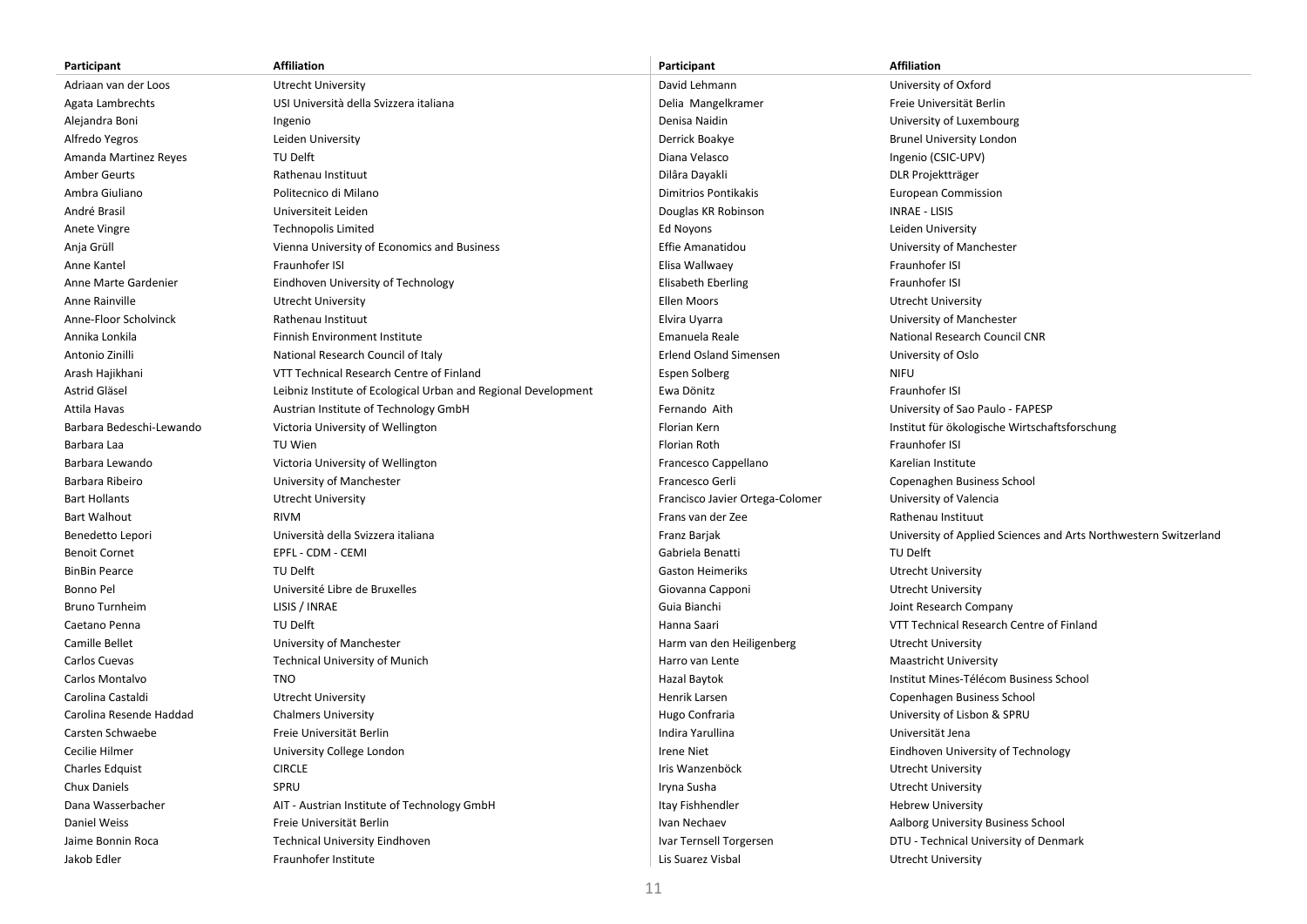| Participant | Affiliation |
|---|---|
| Adriaan van der Loos | Utrecht University |
| Agata Lambrechts | USI Università della Svizzera italiana |
| Alejandra Boni | Ingenio |
| Alfredo Yegros | Leiden University |
| Amanda Martinez Reyes | TU Delft |
| Amber Geurts | Rathenau Instituut |
| Ambra Giuliano | Politecnico di Milano |
| André Brasil | Universiteit Leiden |
| Anete Vingre | Technopolis Limited |
| Anja Grüll | Vienna University of Economics and Business |
| Anne Kantel | Fraunhofer ISI |
| Anne Marte Gardenier | Eindhoven University of Technology |
| Anne Rainville | Utrecht University |
| Anne-Floor Scholvinck | Rathenau Instituut |
| Annika Lonkila | Finnish Environment Institute |
| Antonio Zinilli | National Research Council of Italy |
| Arash Hajikhani | VTT Technical Research Centre of Finland |
| Astrid Gläsel | Leibniz Institute of Ecological Urban and Regional Development |
| Attila Havas | Austrian Institute of Technology GmbH |
| Barbara Bedeschi-Lewando | Victoria University of Wellington |
| Barbara Laa | TU Wien |
| Barbara Lewando | Victoria University of Wellington |
| Barbara Ribeiro | University of Manchester |
| Bart Hollants | Utrecht University |
| Bart Walhout | RIVM |
| Benedetto Lepori | Università della Svizzera italiana |
| Benoit Cornet | EPFL - CDM - CEMI |
| BinBin Pearce | TU Delft |
| Bonno Pel | Université Libre de Bruxelles |
| Bruno Turnheim | LISIS / INRAE |
| Caetano Penna | TU Delft |
| Camille Bellet | University of Manchester |
| Carlos Cuevas | Technical University of Munich |
| Carlos Montalvo | TNO |
| Carolina Castaldi | Utrecht University |
| Carolina Resende Haddad | Chalmers University |
| Carsten Schwaebe | Freie Universität Berlin |
| Cecilie Hilmer | University College London |
| Charles Edquist | CIRCLE |
| Chux Daniels | SPRU |
| Dana Wasserbacher | AIT - Austrian Institute of Technology GmbH |
| Daniel Weiss | Freie Universität Berlin |
| Jaime Bonnin Roca | Technical University Eindhoven |
| Jakob Edler | Fraunhofer Institute |
| David Lehmann | University of Oxford |
| Delia Mangelkramer | Freie Universität Berlin |
| Denisa Naidin | University of Luxembourg |
| Derrick Boakye | Brunel University London |
| Diana Velasco | Ingenio (CSIC-UPV) |
| Dilâra Dayakli | DLR Projektträger |
| Dimitrios Pontikakis | European Commission |
| Douglas KR Robinson | INRAE - LISIS |
| Ed Noyons | Leiden University |
| Effie Amanatidou | University of Manchester |
| Elisa Wallwaey | Fraunhofer ISI |
| Elisabeth Eberling | Fraunhofer ISI |
| Ellen Moors | Utrecht University |
| Elvira Uyarra | University of Manchester |
| Emanuela Reale | National Research Council CNR |
| Erlend Osland Simensen | University of Oslo |
| Espen Solberg | NIFU |
| Ewa Dönitz | Fraunhofer ISI |
| Fernando Aith | University of Sao Paulo - FAPESP |
| Florian Kern | Institut für ökologische Wirtschaftsforschung |
| Florian Roth | Fraunhofer ISI |
| Francesco Cappellano | Karelian Institute |
| Francesco Gerli | Copenaghen Business School |
| Francisco Javier Ortega-Colomer | University of Valencia |
| Frans van der Zee | Rathenau Instituut |
| Franz Barjak | University of Applied Sciences and Arts Northwestern Switzerland |
| Gabriela Benatti | TU Delft |
| Gaston Heimeriks | Utrecht University |
| Giovanna Capponi | Utrecht University |
| Guia Bianchi | Joint Research Company |
| Hanna Saari | VTT Technical Research Centre of Finland |
| Harm van den Heiligenberg | Utrecht University |
| Harro van Lente | Maastricht University |
| Hazal Baytok | Institut Mines-Télécom Business School |
| Henrik Larsen | Copenhagen Business School |
| Hugo Confraria | University of Lisbon & SPRU |
| Indira Yarullina | Universität Jena |
| Irene Niet | Eindhoven University of Technology |
| Iris Wanzenböck | Utrecht University |
| Iryna Susha | Utrecht University |
| Itay Fishhendler | Hebrew University |
| Ivan Nechaev | Aalborg University Business School |
| Ivar Ternsell Torgersen | DTU - Technical University of Denmark |
| Lis Suarez Visbal | Utrecht University |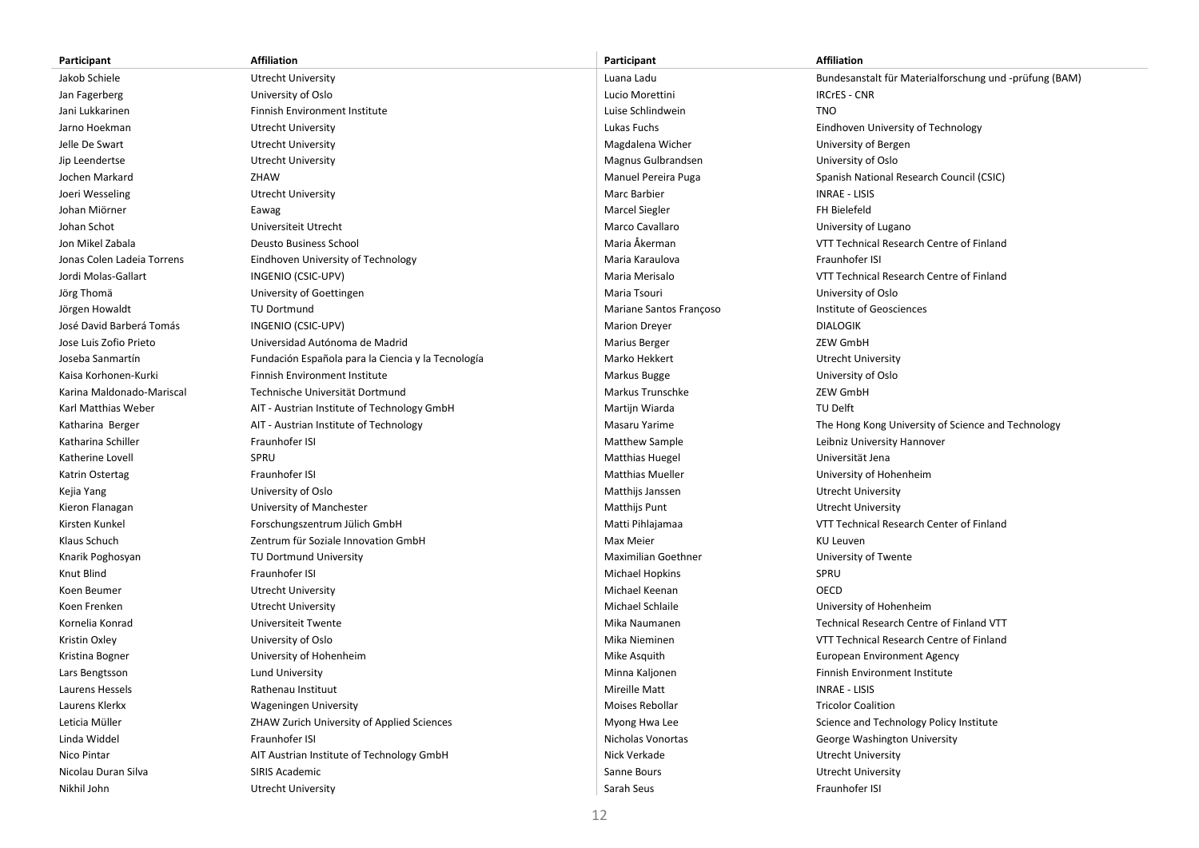| Participant | Affiliation |
| --- | --- |
| Jakob Schiele | Utrecht University |
| Jan Fagerberg | University of Oslo |
| Jani Lukkarinen | Finnish Environment Institute |
| Jarno Hoekman | Utrecht University |
| Jelle De Swart | Utrecht University |
| Jip Leendertse | Utrecht University |
| Jochen Markard | ZHAW |
| Joeri Wesseling | Utrecht University |
| Johan Miörner | Eawag |
| Johan Schot | Universiteit Utrecht |
| Jon Mikel Zabala | Deusto Business School |
| Jonas Colen Ladeia Torrens | Eindhoven University of Technology |
| Jordi Molas-Gallart | INGENIO (CSIC-UPV) |
| Jörg Thomä | University of Goettingen |
| Jörgen Howaldt | TU Dortmund |
| José David Barberá Tomás | INGENIO (CSIC-UPV) |
| Jose Luis Zofio Prieto | Universidad Autónoma de Madrid |
| Joseba Sanmartín | Fundación Española para la Ciencia y la Tecnología |
| Kaisa Korhonen-Kurki | Finnish Environment Institute |
| Karina Maldonado-Mariscal | Technische Universität Dortmund |
| Karl Matthias Weber | AIT - Austrian Institute of Technology GmbH |
| Katharina Berger | AIT - Austrian Institute of Technology |
| Katharina Schiller | Fraunhofer ISI |
| Katherine Lovell | SPRU |
| Katrin Ostertag | Fraunhofer ISI |
| Kejia Yang | University of Oslo |
| Kieron Flanagan | University of Manchester |
| Kirsten Kunkel | Forschungszentrum Jülich GmbH |
| Klaus Schuch | Zentrum für Soziale Innovation GmbH |
| Knarik Poghosyan | TU Dortmund University |
| Knut Blind | Fraunhofer ISI |
| Koen Beumer | Utrecht University |
| Koen Frenken | Utrecht University |
| Kornelia Konrad | Universiteit Twente |
| Kristin Oxley | University of Oslo |
| Kristina Bogner | University of Hohenheim |
| Lars Bengtsson | Lund University |
| Laurens Hessels | Rathenau Instituut |
| Laurens Klerkx | Wageningen University |
| Leticia Müller | ZHAW Zurich University of Applied Sciences |
| Linda Widdel | Fraunhofer ISI |
| Nico Pintar | AIT Austrian Institute of Technology GmbH |
| Nicolau Duran Silva | SIRIS Academic |
| Nikhil John | Utrecht University |
| Luana Ladu | Bundesanstalt für Materialforschung und -prüfung (BAM) |
| Lucio Morettini | IRCrES - CNR |
| Luise Schlindwein | TNO |
| Lukas Fuchs | Eindhoven University of Technology |
| Magdalena Wicher | University of Bergen |
| Magnus Gulbrandsen | University of Oslo |
| Manuel Pereira Puga | Spanish National Research Council (CSIC) |
| Marc Barbier | INRAE - LISIS |
| Marcel Siegler | FH Bielefeld |
| Marco Cavallaro | University of Lugano |
| Maria Åkerman | VTT Technical Research Centre of Finland |
| Maria Karaulova | Fraunhofer ISI |
| Maria Merisalo | VTT Technical Research Centre of Finland |
| Maria Tsouri | University of Oslo |
| Mariane Santos Françoso | Institute of Geosciences |
| Marion Dreyer | DIALOGIK |
| Marius Berger | ZEW GmbH |
| Marko Hekkert | Utrecht University |
| Markus Bugge | University of Oslo |
| Markus Trunschke | ZEW GmbH |
| Martijn Wiarda | TU Delft |
| Masaru Yarime | The Hong Kong University of Science and Technology |
| Matthew Sample | Leibniz University Hannover |
| Matthias Huegel | Universität Jena |
| Matthias Mueller | University of Hohenheim |
| Matthijs Janssen | Utrecht University |
| Matthijs Punt | Utrecht University |
| Matti Pihlajamaa | VTT Technical Research Center of Finland |
| Max Meier | KU Leuven |
| Maximilian Goethner | University of Twente |
| Michael Hopkins | SPRU |
| Michael Keenan | OECD |
| Michael Schlaile | University of Hohenheim |
| Mika Naumanen | Technical Research Centre of Finland VTT |
| Mika Nieminen | VTT Technical Research Centre of Finland |
| Mike Asquith | European Environment Agency |
| Minna Kaljonen | Finnish Environment Institute |
| Mireille Matt | INRAE - LISIS |
| Moises Rebollar | Tricolor Coalition |
| Myong Hwa Lee | Science and Technology Policy Institute |
| Nicholas Vonortas | George Washington University |
| Nick Verkade | Utrecht University |
| Sanne Bours | Utrecht University |
| Sarah Seus | Fraunhofer ISI |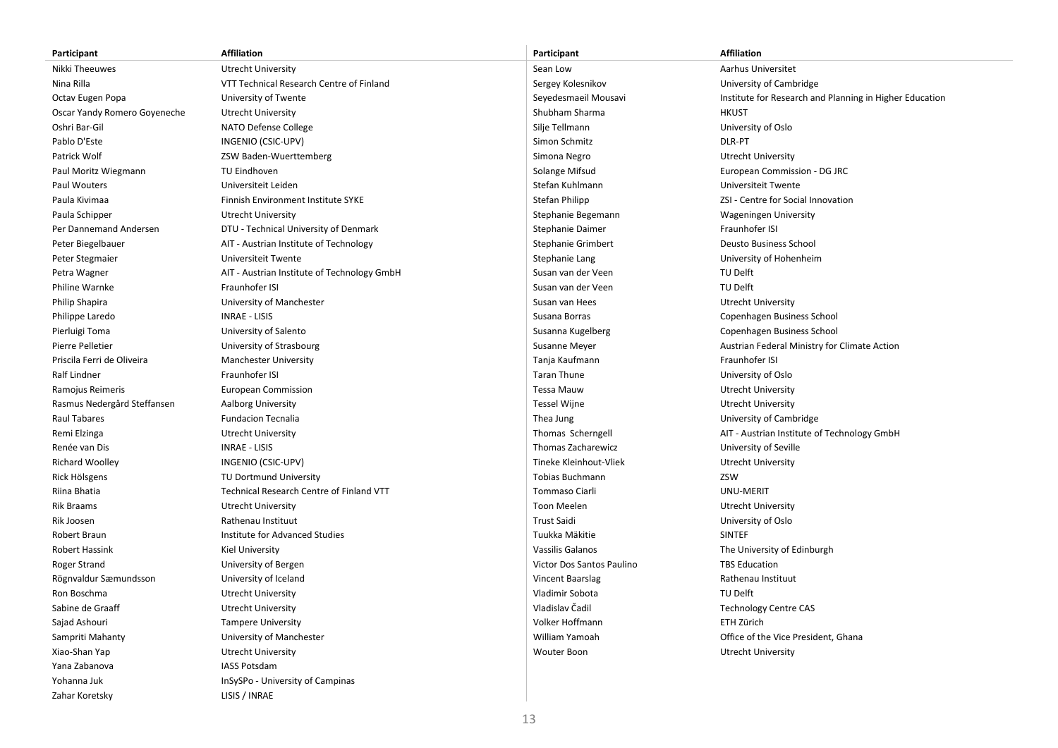| Participant | Affiliation |
|---|---|
| Nikki Theeuwes | Utrecht University |
| Nina Rilla | VTT Technical Research Centre of Finland |
| Octav Eugen Popa | University of Twente |
| Oscar Yandy Romero Goyeneche | Utrecht University |
| Oshri Bar-Gil | NATO Defense College |
| Pablo D'Este | INGENIO (CSIC-UPV) |
| Patrick Wolf | ZSW Baden-Wuerttemberg |
| Paul Moritz Wiegmann | TU Eindhoven |
| Paul Wouters | Universiteit Leiden |
| Paula Kivimaa | Finnish Environment Institute SYKE |
| Paula Schipper | Utrecht University |
| Per Dannemand Andersen | DTU - Technical University of Denmark |
| Peter Biegelbauer | AIT - Austrian Institute of Technology |
| Peter Stegmaier | Universiteit Twente |
| Petra Wagner | AIT - Austrian Institute of Technology GmbH |
| Philine Warnke | Fraunhofer ISI |
| Philip Shapira | University of Manchester |
| Philippe Laredo | INRAE - LISIS |
| Pierluigi Toma | University of Salento |
| Pierre Pelletier | University of Strasbourg |
| Priscila Ferri de Oliveira | Manchester University |
| Ralf Lindner | Fraunhofer ISI |
| Ramojus Reimeris | European Commission |
| Rasmus Nedergård Steffansen | Aalborg University |
| Raul Tabares | Fundacion Tecnalia |
| Remi Elzinga | Utrecht University |
| Renée van Dis | INRAE - LISIS |
| Richard Woolley | INGENIO (CSIC-UPV) |
| Rick Hölsgens | TU Dortmund University |
| Riina Bhatia | Technical Research Centre of Finland VTT |
| Rik Braams | Utrecht University |
| Rik Joosen | Rathenau Instituut |
| Robert Braun | Institute for Advanced Studies |
| Robert Hassink | Kiel University |
| Roger Strand | University of Bergen |
| Rögnvaldur Sæmundsson | University of Iceland |
| Ron Boschma | Utrecht University |
| Sabine de Graaff | Utrecht University |
| Sajad Ashouri | Tampere University |
| Sampriti Mahanty | University of Manchester |
| Xiao-Shan Yap | Utrecht University |
| Yana Zabanova | IASS Potsdam |
| Yohanna Juk | InSySPo - University of Campinas |
| Zahar Koretsky | LISIS / INRAE |
| Sean Low | Aarhus Universitet |
| Sergey Kolesnikov | University of Cambridge |
| Seyedesmaeil Mousavi | Institute for Research and Planning in Higher Education |
| Shubham Sharma | HKUST |
| Silje Tellmann | University of Oslo |
| Simon Schmitz | DLR-PT |
| Simona Negro | Utrecht University |
| Solange Mifsud | European Commission - DG JRC |
| Stefan Kuhlmann | Universiteit Twente |
| Stefan Philipp | ZSI - Centre for Social Innovation |
| Stephanie Begemann | Wageningen University |
| Stephanie Daimer | Fraunhofer ISI |
| Stephanie Grimbert | Deusto Business School |
| Stephanie Lang | University of Hohenheim |
| Susan van der Veen | TU Delft |
| Susan van der Veen | TU Delft |
| Susan van Hees | Utrecht University |
| Susana Borras | Copenhagen Business School |
| Susanna Kugelberg | Copenhagen Business School |
| Susanne Meyer | Austrian Federal Ministry for Climate Action |
| Tanja Kaufmann | Fraunhofer ISI |
| Taran Thune | University of Oslo |
| Tessa Mauw | Utrecht University |
| Tessel Wijne | Utrecht University |
| Thea Jung | University of Cambridge |
| Thomas Scherngell | AIT - Austrian Institute of Technology GmbH |
| Thomas Zacharewicz | University of Seville |
| Tineke Kleinhout-Vliek | Utrecht University |
| Tobias Buchmann | ZSW |
| Tommaso Ciarli | UNU-MERIT |
| Toon Meelen | Utrecht University |
| Trust Saidi | University of Oslo |
| Tuukka Mäkitie | SINTEF |
| Vassilis Galanos | The University of Edinburgh |
| Victor Dos Santos Paulino | TBS Education |
| Vincent Baarslag | Rathenau Instituut |
| Vladimir Sobota | TU Delft |
| Vladislav Čadil | Technology Centre CAS |
| Volker Hoffmann | ETH Zürich |
| William Yamoah | Office of the Vice President, Ghana |
| Wouter Boon | Utrecht University |